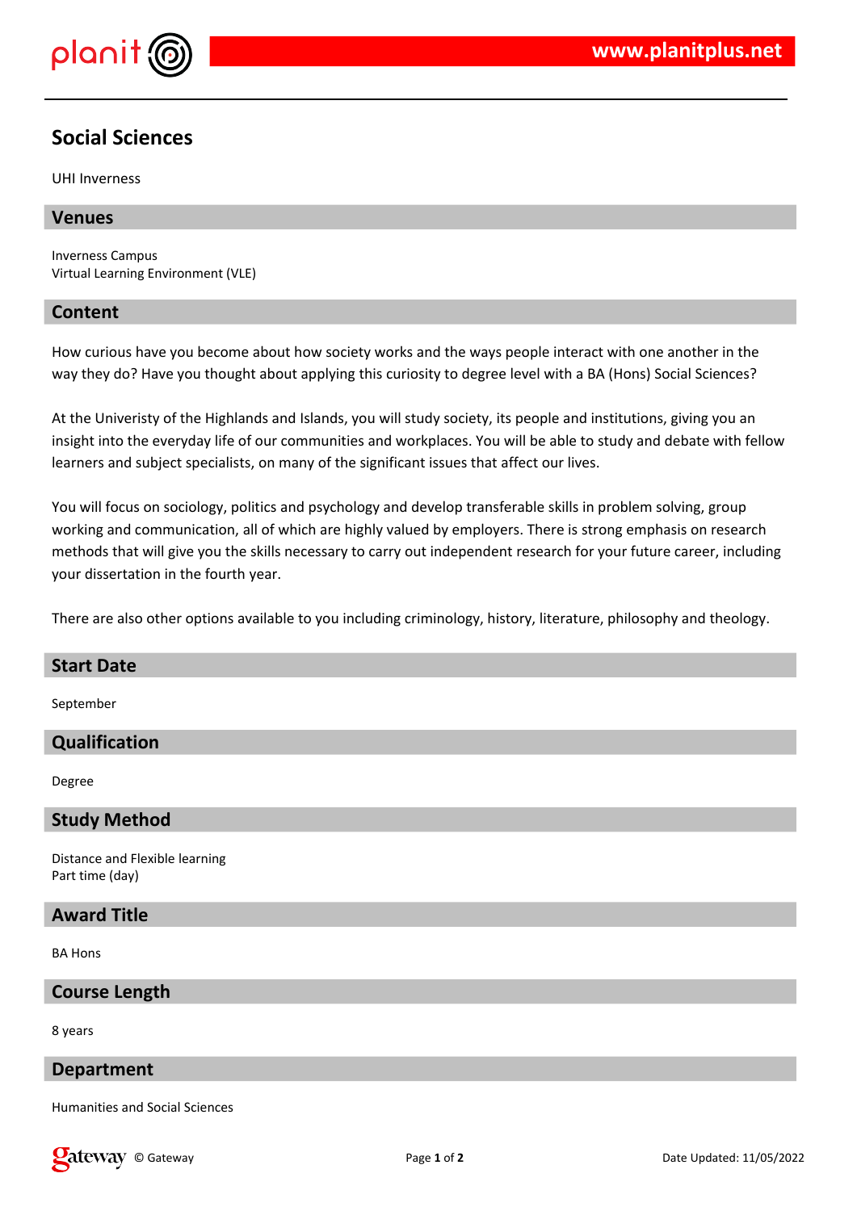# Social Sciences

UHI Inverness

## Venues

Inverness Campus
Virtual Learning Environment (VLE)

## Content

How curious have you become about how society works and the ways people interact with one another in the way they do? Have you thought about applying this curiosity to degree level with a BA (Hons) Social Sciences?

At the Univeristy of the Highlands and Islands, you will study society, its people and institutions, giving you an insight into the everyday life of our communities and workplaces. You will be able to study and debate with fellow learners and subject specialists, on many of the significant issues that affect our lives.

You will focus on sociology, politics and psychology and develop transferable skills in problem solving, group working and communication, all of which are highly valued by employers. There is strong emphasis on research methods that will give you the skills necessary to carry out independent research for your future career, including your dissertation in the fourth year.

There are also other options available to you including criminology, history, literature, philosophy and theology.

## Start Date

September

## Qualification

Degree

## Study Method

Distance and Flexible learning
Part time (day)

## Award Title

BA Hons

## Course Length

8 years

## Department

Humanities and Social Sciences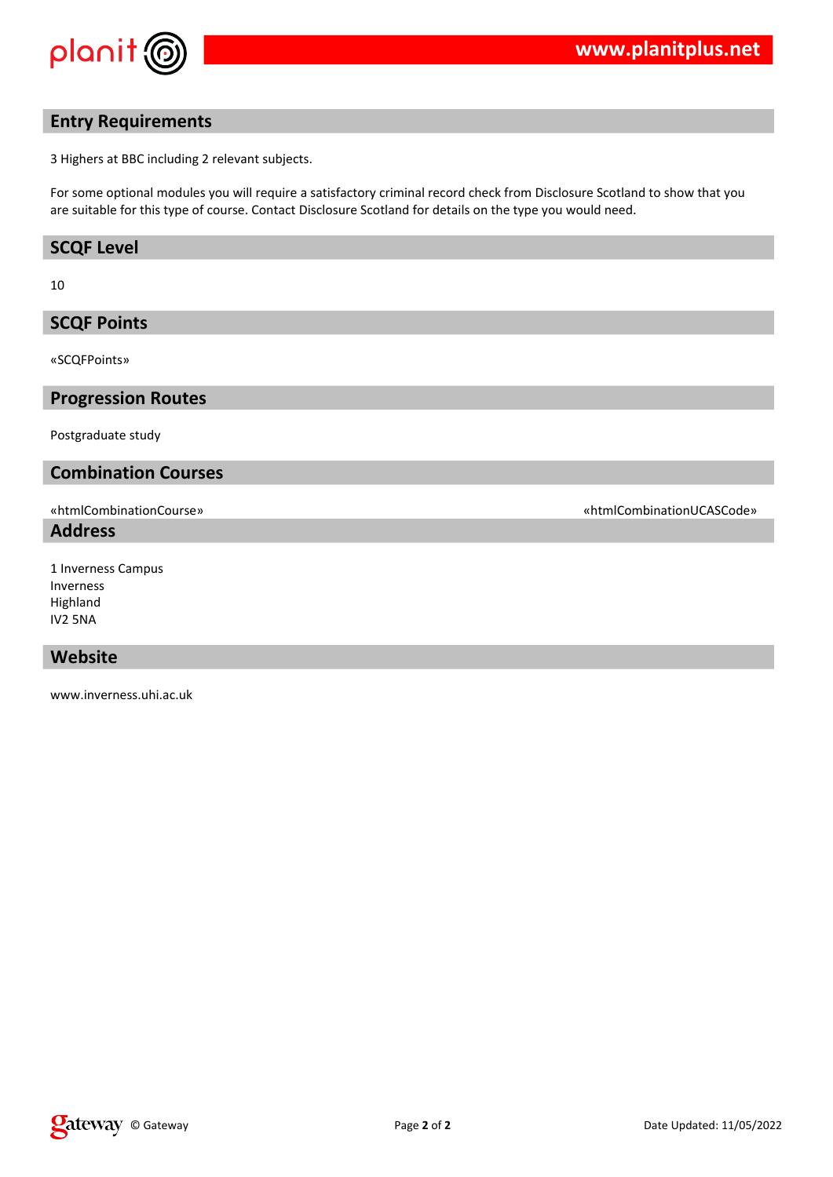## Entry Requirements

3 Highers at BBC including 2 relevant subjects.

For some optional modules you will require a satisfactory criminal record check from Disclosure Scotland to show that you are suitable for this type of course. Contact Disclosure Scotland for details on the type you would need.

## SCQF Level

10

## SCQF Points

«SCQFPoints»

## Progression Routes

Postgraduate study

## Combination Courses

«htmlCombinationCourse» «htmlCombinationUCASCode»

## Address

1 Inverness Campus
Inverness
Highland
IV2 5NA

## Website

www.inverness.uhi.ac.uk